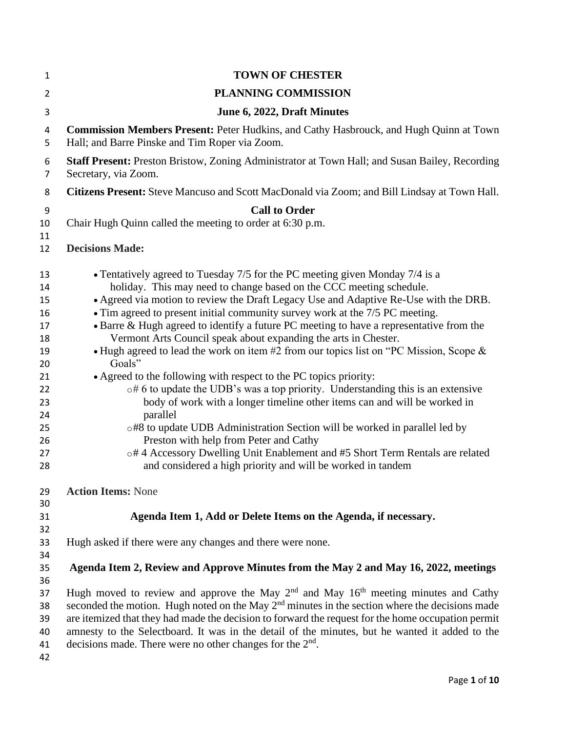# TOWN OF CHESTER

## PLANNING COMMISSION

### June 6, 2022, Draft Minutes

**Commission Members Present:** Peter Hudkins, and Cathy Hasbrouck, and Hugh Quinn at Town Hall; and Barre Pinske and Tim Roper via Zoom.

**Staff Present:** Preston Bristow, Zoning Administrator at Town Hall; and Susan Bailey, Recording Secretary, via Zoom.

**Citizens Present:** Steve Mancuso and Scott MacDonald via Zoom; and Bill Lindsay at Town Hall.

### Call to Order

Chair Hugh Quinn called the meeting to order at 6:30 p.m.

**Decisions Made:**

- Tentatively agreed to Tuesday 7/5 for the PC meeting given Monday 7/4 is a holiday. This may need to change based on the CCC meeting schedule.
- Agreed via motion to review the Draft Legacy Use and Adaptive Re-Use with the DRB.
- Tim agreed to present initial community survey work at the 7/5 PC meeting.
- Barre & Hugh agreed to identify a future PC meeting to have a representative from the Vermont Arts Council speak about expanding the arts in Chester.
- Hugh agreed to lead the work on item #2 from our topics list on "PC Mission, Scope & Goals"
- Agreed to the following with respect to the PC topics priority:
  - # 6 to update the UDB's was a top priority. Understanding this is an extensive body of work with a longer timeline other items can and will be worked in parallel
  - #8 to update UDB Administration Section will be worked in parallel led by Preston with help from Peter and Cathy
  - # 4 Accessory Dwelling Unit Enablement and #5 Short Term Rentals are related and considered a high priority and will be worked in tandem

**Action Items:** None

### Agenda Item 1, Add or Delete Items on the Agenda, if necessary.

Hugh asked if there were any changes and there were none.

### Agenda Item 2, Review and Approve Minutes from the May 2 and May 16, 2022, meetings

Hugh moved to review and approve the May 2nd and May 16th meeting minutes and Cathy seconded the motion. Hugh noted on the May 2nd minutes in the section where the decisions made are itemized that they had made the decision to forward the request for the home occupation permit amnesty to the Selectboard. It was in the detail of the minutes, but he wanted it added to the decisions made. There were no other changes for the 2nd.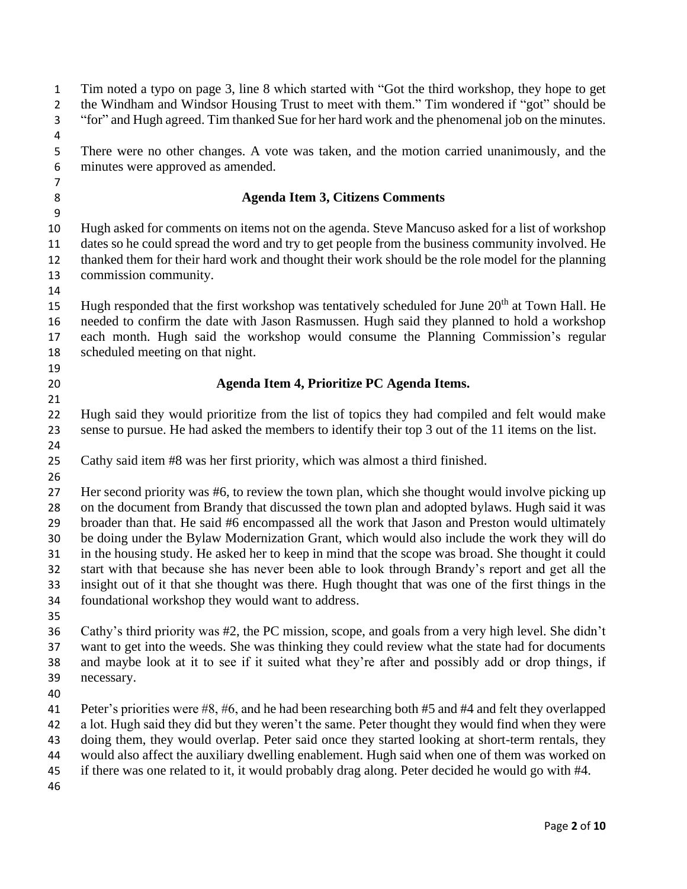Tim noted a typo on page 3, line 8 which started with "Got the third workshop, they hope to get the Windham and Windsor Housing Trust to meet with them." Tim wondered if "got" should be "for" and Hugh agreed. Tim thanked Sue for her hard work and the phenomenal job on the minutes.

There were no other changes. A vote was taken, and the motion carried unanimously, and the minutes were approved as amended.

## Agenda Item 3, Citizens Comments

Hugh asked for comments on items not on the agenda. Steve Mancuso asked for a list of workshop dates so he could spread the word and try to get people from the business community involved. He thanked them for their hard work and thought their work should be the role model for the planning commission community.

Hugh responded that the first workshop was tentatively scheduled for June 20th at Town Hall. He needed to confirm the date with Jason Rasmussen. Hugh said they planned to hold a workshop each month. Hugh said the workshop would consume the Planning Commission's regular scheduled meeting on that night.

## Agenda Item 4, Prioritize PC Agenda Items.

Hugh said they would prioritize from the list of topics they had compiled and felt would make sense to pursue. He had asked the members to identify their top 3 out of the 11 items on the list.

Cathy said item #8 was her first priority, which was almost a third finished.

Her second priority was #6, to review the town plan, which she thought would involve picking up on the document from Brandy that discussed the town plan and adopted bylaws. Hugh said it was broader than that. He said #6 encompassed all the work that Jason and Preston would ultimately be doing under the Bylaw Modernization Grant, which would also include the work they will do in the housing study. He asked her to keep in mind that the scope was broad. She thought it could start with that because she has never been able to look through Brandy's report and get all the insight out of it that she thought was there. Hugh thought that was one of the first things in the foundational workshop they would want to address.

Cathy's third priority was #2, the PC mission, scope, and goals from a very high level. She didn't want to get into the weeds. She was thinking they could review what the state had for documents and maybe look at it to see if it suited what they're after and possibly add or drop things, if necessary.

Peter's priorities were #8, #6, and he had been researching both #5 and #4 and felt they overlapped a lot. Hugh said they did but they weren't the same. Peter thought they would find when they were doing them, they would overlap. Peter said once they started looking at short-term rentals, they would also affect the auxiliary dwelling enablement. Hugh said when one of them was worked on if there was one related to it, it would probably drag along. Peter decided he would go with #4.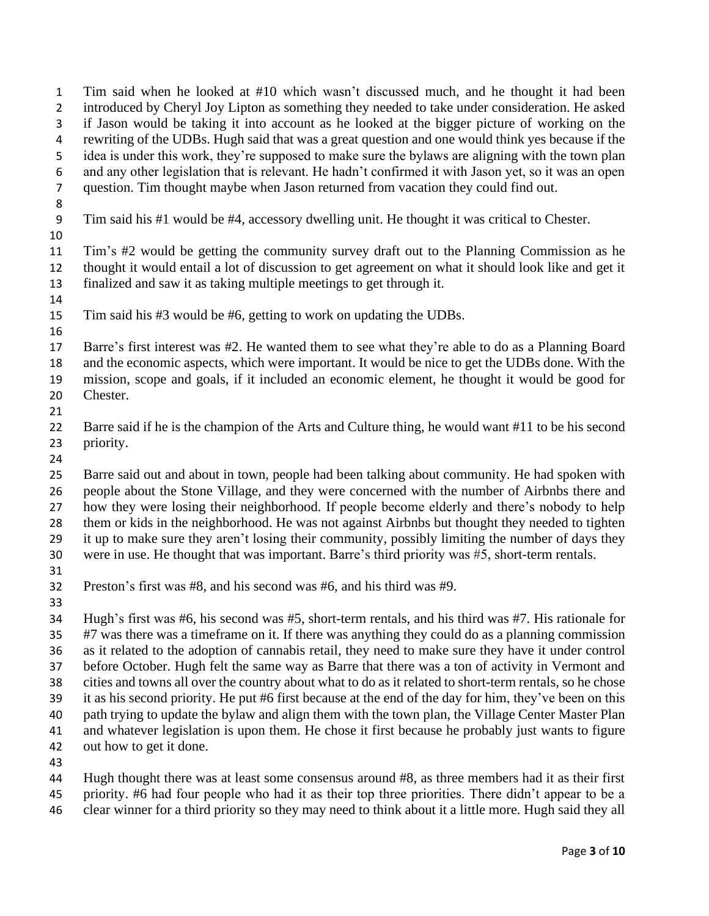Tim said when he looked at #10 which wasn't discussed much, and he thought it had been introduced by Cheryl Joy Lipton as something they needed to take under consideration. He asked if Jason would be taking it into account as he looked at the bigger picture of working on the rewriting of the UDBs. Hugh said that was a great question and one would think yes because if the idea is under this work, they're supposed to make sure the bylaws are aligning with the town plan and any other legislation that is relevant. He hadn't confirmed it with Jason yet, so it was an open question. Tim thought maybe when Jason returned from vacation they could find out.

Tim said his #1 would be #4, accessory dwelling unit. He thought it was critical to Chester.

Tim's #2 would be getting the community survey draft out to the Planning Commission as he thought it would entail a lot of discussion to get agreement on what it should look like and get it finalized and saw it as taking multiple meetings to get through it.

Tim said his #3 would be #6, getting to work on updating the UDBs.

Barre's first interest was #2. He wanted them to see what they're able to do as a Planning Board and the economic aspects, which were important. It would be nice to get the UDBs done. With the mission, scope and goals, if it included an economic element, he thought it would be good for Chester.

Barre said if he is the champion of the Arts and Culture thing, he would want #11 to be his second priority.

Barre said out and about in town, people had been talking about community. He had spoken with people about the Stone Village, and they were concerned with the number of Airbnbs there and how they were losing their neighborhood. If people become elderly and there's nobody to help them or kids in the neighborhood. He was not against Airbnbs but thought they needed to tighten it up to make sure they aren't losing their community, possibly limiting the number of days they were in use. He thought that was important. Barre's third priority was #5, short-term rentals.

Preston's first was #8, and his second was #6, and his third was #9.

Hugh's first was #6, his second was #5, short-term rentals, and his third was #7. His rationale for #7 was there was a timeframe on it. If there was anything they could do as a planning commission as it related to the adoption of cannabis retail, they need to make sure they have it under control before October. Hugh felt the same way as Barre that there was a ton of activity in Vermont and cities and towns all over the country about what to do as it related to short-term rentals, so he chose it as his second priority. He put #6 first because at the end of the day for him, they've been on this path trying to update the bylaw and align them with the town plan, the Village Center Master Plan and whatever legislation is upon them. He chose it first because he probably just wants to figure out how to get it done.

Hugh thought there was at least some consensus around #8, as three members had it as their first priority. #6 had four people who had it as their top three priorities. There didn't appear to be a clear winner for a third priority so they may need to think about it a little more. Hugh said they all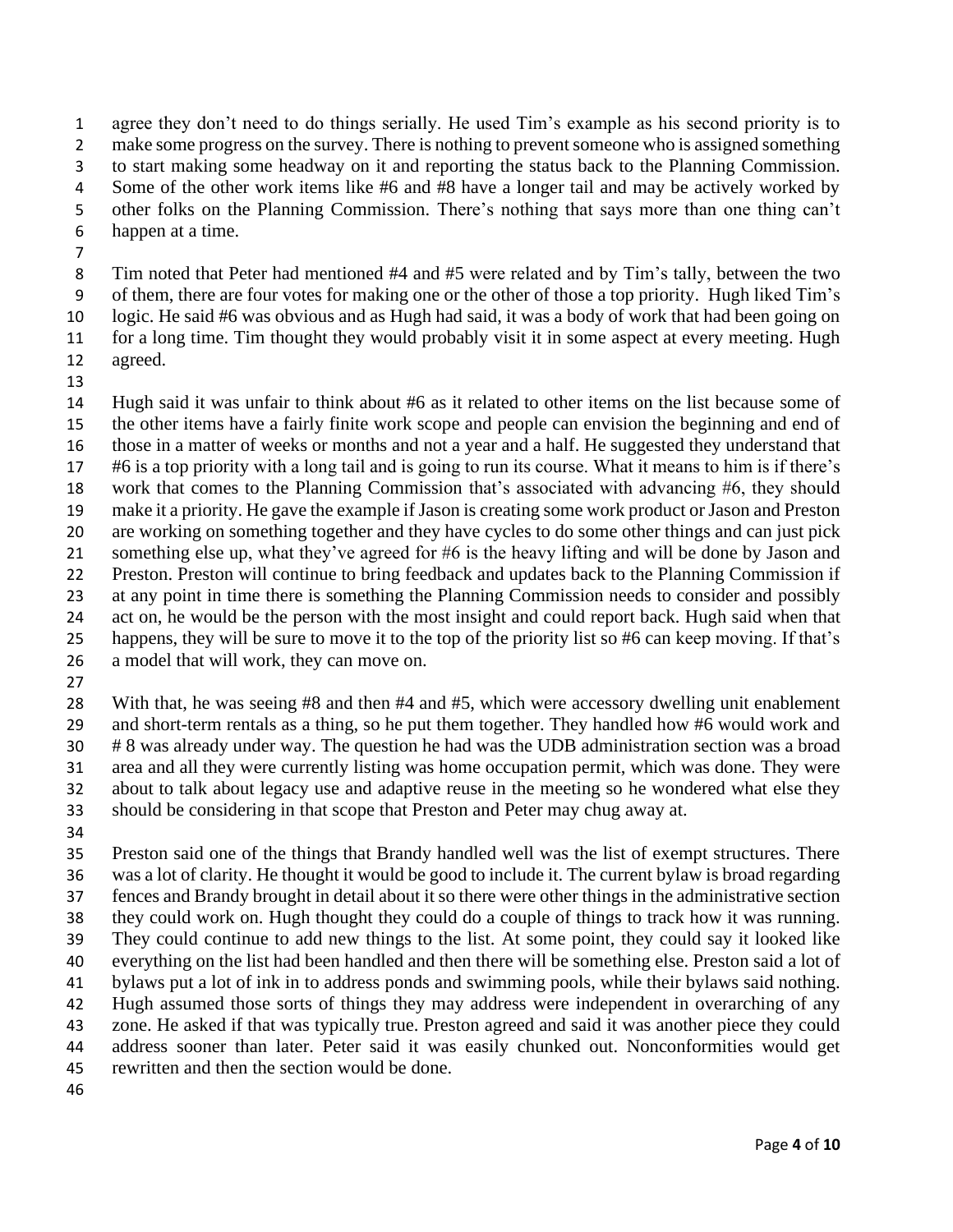agree they don't need to do things serially. He used Tim's example as his second priority is to make some progress on the survey. There is nothing to prevent someone who is assigned something to start making some headway on it and reporting the status back to the Planning Commission. Some of the other work items like #6 and #8 have a longer tail and may be actively worked by other folks on the Planning Commission. There's nothing that says more than one thing can't happen at a time.

Tim noted that Peter had mentioned #4 and #5 were related and by Tim's tally, between the two of them, there are four votes for making one or the other of those a top priority. Hugh liked Tim's logic. He said #6 was obvious and as Hugh had said, it was a body of work that had been going on for a long time. Tim thought they would probably visit it in some aspect at every meeting. Hugh agreed.

Hugh said it was unfair to think about #6 as it related to other items on the list because some of the other items have a fairly finite work scope and people can envision the beginning and end of those in a matter of weeks or months and not a year and a half. He suggested they understand that #6 is a top priority with a long tail and is going to run its course. What it means to him is if there's work that comes to the Planning Commission that's associated with advancing #6, they should make it a priority. He gave the example if Jason is creating some work product or Jason and Preston are working on something together and they have cycles to do some other things and can just pick something else up, what they've agreed for #6 is the heavy lifting and will be done by Jason and Preston. Preston will continue to bring feedback and updates back to the Planning Commission if at any point in time there is something the Planning Commission needs to consider and possibly act on, he would be the person with the most insight and could report back. Hugh said when that happens, they will be sure to move it to the top of the priority list so #6 can keep moving. If that's a model that will work, they can move on.

With that, he was seeing #8 and then #4 and #5, which were accessory dwelling unit enablement and short-term rentals as a thing, so he put them together. They handled how #6 would work and # 8 was already under way. The question he had was the UDB administration section was a broad area and all they were currently listing was home occupation permit, which was done. They were about to talk about legacy use and adaptive reuse in the meeting so he wondered what else they should be considering in that scope that Preston and Peter may chug away at.

Preston said one of the things that Brandy handled well was the list of exempt structures. There was a lot of clarity. He thought it would be good to include it. The current bylaw is broad regarding fences and Brandy brought in detail about it so there were other things in the administrative section they could work on. Hugh thought they could do a couple of things to track how it was running. They could continue to add new things to the list. At some point, they could say it looked like everything on the list had been handled and then there will be something else. Preston said a lot of bylaws put a lot of ink in to address ponds and swimming pools, while their bylaws said nothing. Hugh assumed those sorts of things they may address were independent in overarching of any zone. He asked if that was typically true. Preston agreed and said it was another piece they could address sooner than later. Peter said it was easily chunked out. Nonconformities would get rewritten and then the section would be done.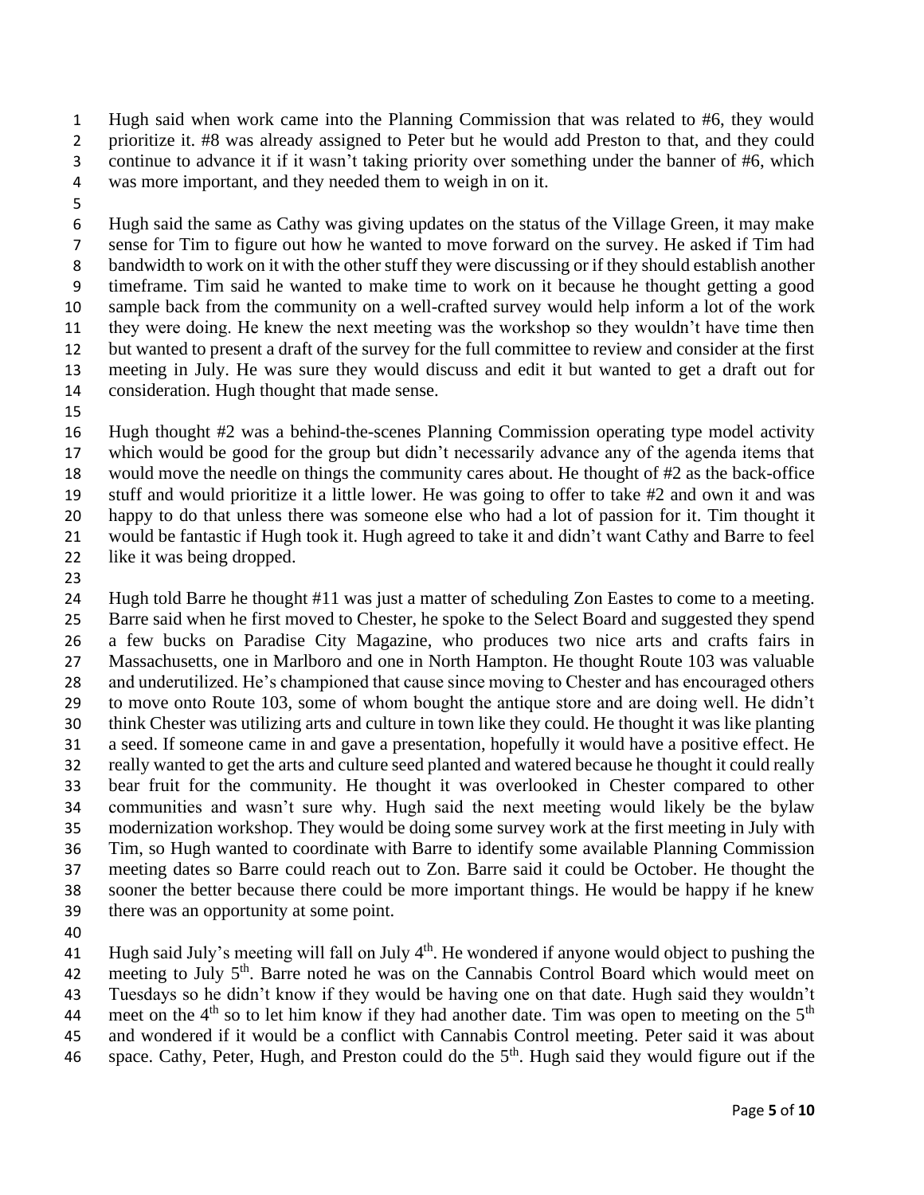Hugh said when work came into the Planning Commission that was related to #6, they would prioritize it. #8 was already assigned to Peter but he would add Preston to that, and they could continue to advance it if it wasn't taking priority over something under the banner of #6, which was more important, and they needed them to weigh in on it.

Hugh said the same as Cathy was giving updates on the status of the Village Green, it may make sense for Tim to figure out how he wanted to move forward on the survey. He asked if Tim had bandwidth to work on it with the other stuff they were discussing or if they should establish another timeframe. Tim said he wanted to make time to work on it because he thought getting a good sample back from the community on a well-crafted survey would help inform a lot of the work they were doing. He knew the next meeting was the workshop so they wouldn't have time then but wanted to present a draft of the survey for the full committee to review and consider at the first meeting in July. He was sure they would discuss and edit it but wanted to get a draft out for consideration. Hugh thought that made sense.

Hugh thought #2 was a behind-the-scenes Planning Commission operating type model activity which would be good for the group but didn't necessarily advance any of the agenda items that would move the needle on things the community cares about. He thought of #2 as the back-office stuff and would prioritize it a little lower. He was going to offer to take #2 and own it and was happy to do that unless there was someone else who had a lot of passion for it. Tim thought it would be fantastic if Hugh took it. Hugh agreed to take it and didn't want Cathy and Barre to feel like it was being dropped.

Hugh told Barre he thought #11 was just a matter of scheduling Zon Eastes to come to a meeting. Barre said when he first moved to Chester, he spoke to the Select Board and suggested they spend a few bucks on Paradise City Magazine, who produces two nice arts and crafts fairs in Massachusetts, one in Marlboro and one in North Hampton. He thought Route 103 was valuable and underutilized. He's championed that cause since moving to Chester and has encouraged others to move onto Route 103, some of whom bought the antique store and are doing well. He didn't think Chester was utilizing arts and culture in town like they could. He thought it was like planting a seed. If someone came in and gave a presentation, hopefully it would have a positive effect. He really wanted to get the arts and culture seed planted and watered because he thought it could really bear fruit for the community. He thought it was overlooked in Chester compared to other communities and wasn't sure why. Hugh said the next meeting would likely be the bylaw modernization workshop. They would be doing some survey work at the first meeting in July with Tim, so Hugh wanted to coordinate with Barre to identify some available Planning Commission meeting dates so Barre could reach out to Zon. Barre said it could be October. He thought the sooner the better because there could be more important things. He would be happy if he knew there was an opportunity at some point.

Hugh said July's meeting will fall on July 4th. He wondered if anyone would object to pushing the meeting to July 5th. Barre noted he was on the Cannabis Control Board which would meet on Tuesdays so he didn't know if they would be having one on that date. Hugh said they wouldn't meet on the 4th so to let him know if they had another date. Tim was open to meeting on the 5th and wondered if it would be a conflict with Cannabis Control meeting. Peter said it was about space. Cathy, Peter, Hugh, and Preston could do the 5th. Hugh said they would figure out if the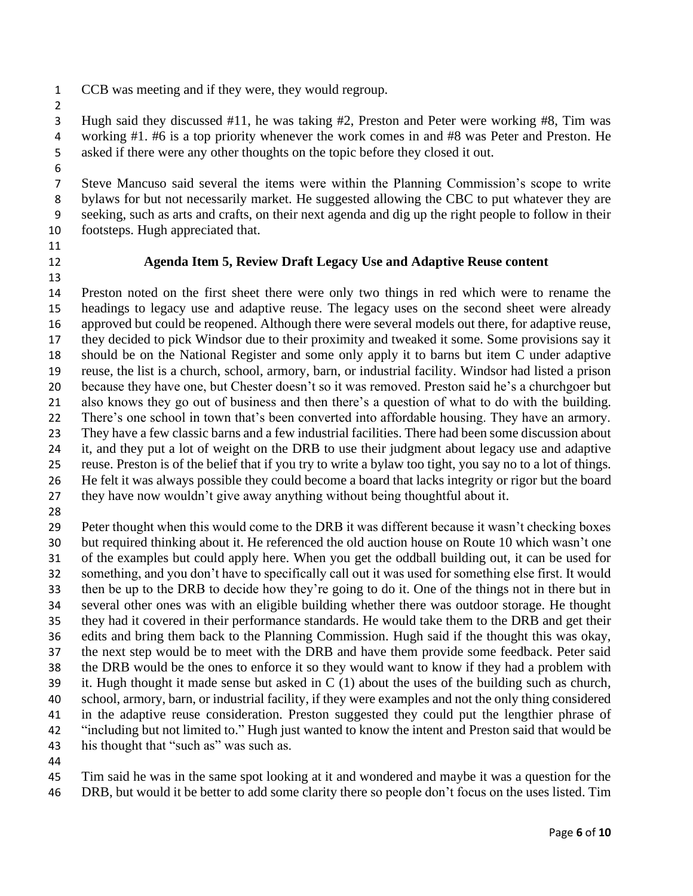CCB was meeting and if they were, they would regroup.

Hugh said they discussed #11, he was taking #2, Preston and Peter were working #8, Tim was working #1. #6 is a top priority whenever the work comes in and #8 was Peter and Preston. He asked if there were any other thoughts on the topic before they closed it out.

Steve Mancuso said several the items were within the Planning Commission's scope to write bylaws for but not necessarily market. He suggested allowing the CBC to put whatever they are seeking, such as arts and crafts, on their next agenda and dig up the right people to follow in their footsteps. Hugh appreciated that.

**Agenda Item 5, Review Draft Legacy Use and Adaptive Reuse content**

Preston noted on the first sheet there were only two things in red which were to rename the headings to legacy use and adaptive reuse. The legacy uses on the second sheet were already approved but could be reopened. Although there were several models out there, for adaptive reuse, they decided to pick Windsor due to their proximity and tweaked it some. Some provisions say it should be on the National Register and some only apply it to barns but item C under adaptive reuse, the list is a church, school, armory, barn, or industrial facility. Windsor had listed a prison because they have one, but Chester doesn't so it was removed. Preston said he's a churchgoer but also knows they go out of business and then there's a question of what to do with the building. There's one school in town that's been converted into affordable housing. They have an armory. They have a few classic barns and a few industrial facilities. There had been some discussion about it, and they put a lot of weight on the DRB to use their judgment about legacy use and adaptive reuse. Preston is of the belief that if you try to write a bylaw too tight, you say no to a lot of things. He felt it was always possible they could become a board that lacks integrity or rigor but the board they have now wouldn't give away anything without being thoughtful about it.

Peter thought when this would come to the DRB it was different because it wasn't checking boxes but required thinking about it. He referenced the old auction house on Route 10 which wasn't one of the examples but could apply here. When you get the oddball building out, it can be used for something, and you don't have to specifically call out it was used for something else first. It would then be up to the DRB to decide how they're going to do it. One of the things not in there but in several other ones was with an eligible building whether there was outdoor storage. He thought they had it covered in their performance standards. He would take them to the DRB and get their edits and bring them back to the Planning Commission. Hugh said if the thought this was okay, the next step would be to meet with the DRB and have them provide some feedback. Peter said the DRB would be the ones to enforce it so they would want to know if they had a problem with it. Hugh thought it made sense but asked in C (1) about the uses of the building such as church, school, armory, barn, or industrial facility, if they were examples and not the only thing considered in the adaptive reuse consideration. Preston suggested they could put the lengthier phrase of "including but not limited to." Hugh just wanted to know the intent and Preston said that would be his thought that "such as" was such as.

Tim said he was in the same spot looking at it and wondered and maybe it was a question for the DRB, but would it be better to add some clarity there so people don't focus on the uses listed. Tim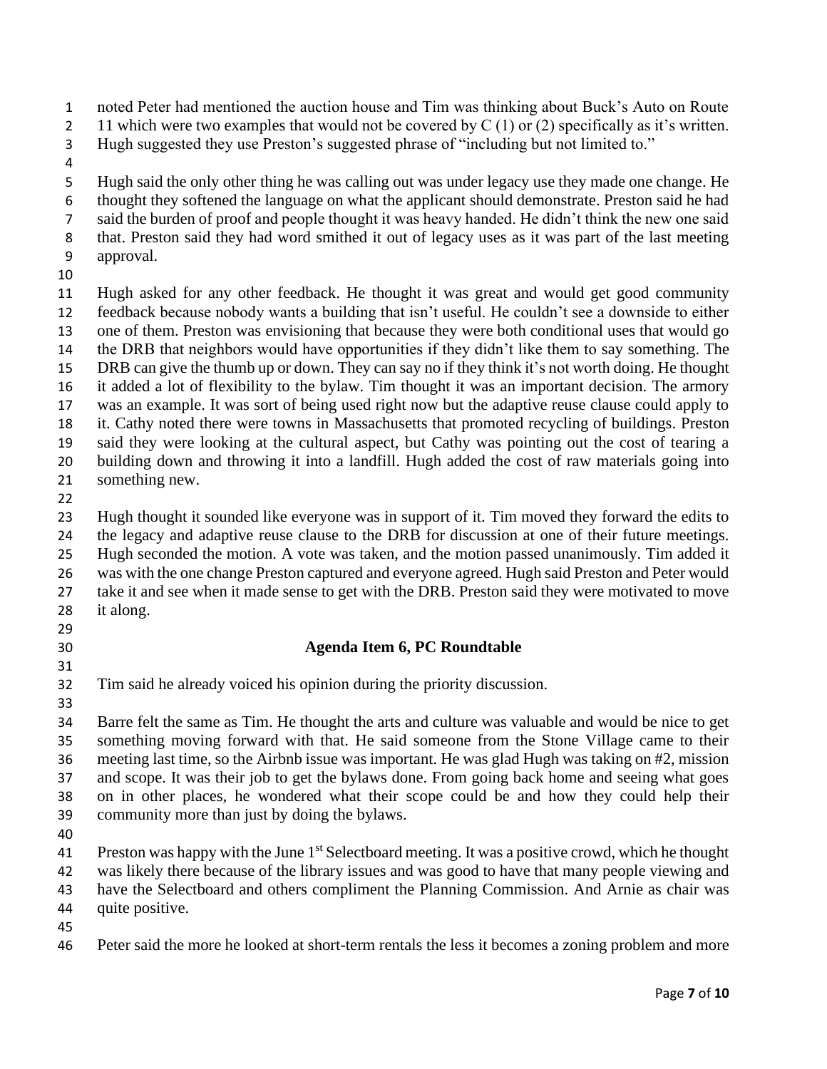noted Peter had mentioned the auction house and Tim was thinking about Buck's Auto on Route 11 which were two examples that would not be covered by C (1) or (2) specifically as it's written. Hugh suggested they use Preston's suggested phrase of "including but not limited to."

Hugh said the only other thing he was calling out was under legacy use they made one change. He thought they softened the language on what the applicant should demonstrate. Preston said he had said the burden of proof and people thought it was heavy handed. He didn't think the new one said that. Preston said they had word smithed it out of legacy uses as it was part of the last meeting approval.

Hugh asked for any other feedback. He thought it was great and would get good community feedback because nobody wants a building that isn't useful. He couldn't see a downside to either one of them. Preston was envisioning that because they were both conditional uses that would go the DRB that neighbors would have opportunities if they didn't like them to say something. The DRB can give the thumb up or down. They can say no if they think it's not worth doing. He thought it added a lot of flexibility to the bylaw. Tim thought it was an important decision. The armory was an example. It was sort of being used right now but the adaptive reuse clause could apply to it. Cathy noted there were towns in Massachusetts that promoted recycling of buildings. Preston said they were looking at the cultural aspect, but Cathy was pointing out the cost of tearing a building down and throwing it into a landfill. Hugh added the cost of raw materials going into something new.

Hugh thought it sounded like everyone was in support of it. Tim moved they forward the edits to the legacy and adaptive reuse clause to the DRB for discussion at one of their future meetings. Hugh seconded the motion. A vote was taken, and the motion passed unanimously. Tim added it was with the one change Preston captured and everyone agreed. Hugh said Preston and Peter would take it and see when it made sense to get with the DRB. Preston said they were motivated to move it along.

**Agenda Item 6, PC Roundtable**

Tim said he already voiced his opinion during the priority discussion.

Barre felt the same as Tim. He thought the arts and culture was valuable and would be nice to get something moving forward with that. He said someone from the Stone Village came to their meeting last time, so the Airbnb issue was important. He was glad Hugh was taking on #2, mission and scope. It was their job to get the bylaws done. From going back home and seeing what goes on in other places, he wondered what their scope could be and how they could help their community more than just by doing the bylaws.

Preston was happy with the June 1st Selectboard meeting. It was a positive crowd, which he thought was likely there because of the library issues and was good to have that many people viewing and have the Selectboard and others compliment the Planning Commission. And Arnie as chair was quite positive.

Peter said the more he looked at short-term rentals the less it becomes a zoning problem and more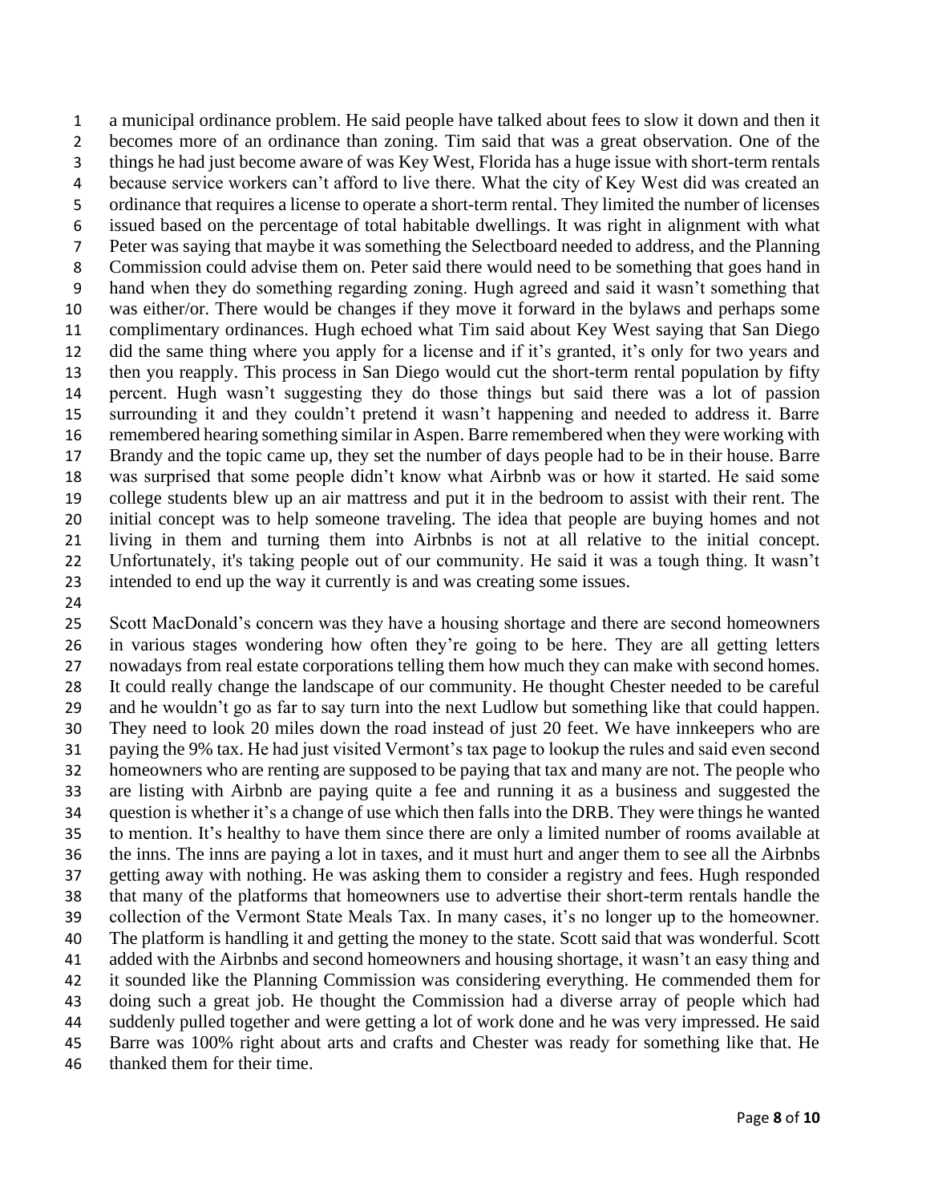a municipal ordinance problem. He said people have talked about fees to slow it down and then it becomes more of an ordinance than zoning. Tim said that was a great observation. One of the things he had just become aware of was Key West, Florida has a huge issue with short-term rentals because service workers can't afford to live there. What the city of Key West did was created an ordinance that requires a license to operate a short-term rental. They limited the number of licenses issued based on the percentage of total habitable dwellings. It was right in alignment with what Peter was saying that maybe it was something the Selectboard needed to address, and the Planning Commission could advise them on. Peter said there would need to be something that goes hand in hand when they do something regarding zoning. Hugh agreed and said it wasn't something that was either/or. There would be changes if they move it forward in the bylaws and perhaps some complimentary ordinances. Hugh echoed what Tim said about Key West saying that San Diego did the same thing where you apply for a license and if it's granted, it's only for two years and then you reapply. This process in San Diego would cut the short-term rental population by fifty percent. Hugh wasn't suggesting they do those things but said there was a lot of passion surrounding it and they couldn't pretend it wasn't happening and needed to address it. Barre remembered hearing something similar in Aspen. Barre remembered when they were working with Brandy and the topic came up, they set the number of days people had to be in their house. Barre was surprised that some people didn't know what Airbnb was or how it started. He said some college students blew up an air mattress and put it in the bedroom to assist with their rent. The initial concept was to help someone traveling. The idea that people are buying homes and not living in them and turning them into Airbnbs is not at all relative to the initial concept. Unfortunately, it's taking people out of our community. He said it was a tough thing. It wasn't intended to end up the way it currently is and was creating some issues.

Scott MacDonald's concern was they have a housing shortage and there are second homeowners in various stages wondering how often they're going to be here. They are all getting letters nowadays from real estate corporations telling them how much they can make with second homes. It could really change the landscape of our community. He thought Chester needed to be careful and he wouldn't go as far to say turn into the next Ludlow but something like that could happen. They need to look 20 miles down the road instead of just 20 feet. We have innkeepers who are paying the 9% tax. He had just visited Vermont's tax page to lookup the rules and said even second homeowners who are renting are supposed to be paying that tax and many are not. The people who are listing with Airbnb are paying quite a fee and running it as a business and suggested the question is whether it's a change of use which then falls into the DRB. They were things he wanted to mention. It's healthy to have them since there are only a limited number of rooms available at the inns. The inns are paying a lot in taxes, and it must hurt and anger them to see all the Airbnbs getting away with nothing. He was asking them to consider a registry and fees. Hugh responded that many of the platforms that homeowners use to advertise their short-term rentals handle the collection of the Vermont State Meals Tax. In many cases, it's no longer up to the homeowner. The platform is handling it and getting the money to the state. Scott said that was wonderful. Scott added with the Airbnbs and second homeowners and housing shortage, it wasn't an easy thing and it sounded like the Planning Commission was considering everything. He commended them for doing such a great job. He thought the Commission had a diverse array of people which had suddenly pulled together and were getting a lot of work done and he was very impressed. He said Barre was 100% right about arts and crafts and Chester was ready for something like that. He thanked them for their time.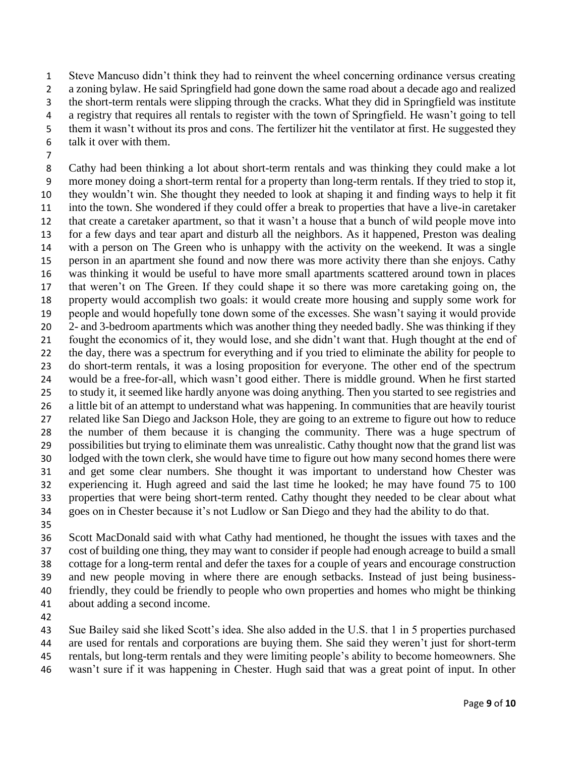Steve Mancuso didn't think they had to reinvent the wheel concerning ordinance versus creating a zoning bylaw. He said Springfield had gone down the same road about a decade ago and realized the short-term rentals were slipping through the cracks. What they did in Springfield was institute a registry that requires all rentals to register with the town of Springfield. He wasn't going to tell them it wasn't without its pros and cons. The fertilizer hit the ventilator at first. He suggested they talk it over with them.

Cathy had been thinking a lot about short-term rentals and was thinking they could make a lot more money doing a short-term rental for a property than long-term rentals. If they tried to stop it, they wouldn't win. She thought they needed to look at shaping it and finding ways to help it fit into the town. She wondered if they could offer a break to properties that have a live-in caretaker that create a caretaker apartment, so that it wasn't a house that a bunch of wild people move into for a few days and tear apart and disturb all the neighbors. As it happened, Preston was dealing with a person on The Green who is unhappy with the activity on the weekend. It was a single person in an apartment she found and now there was more activity there than she enjoys. Cathy was thinking it would be useful to have more small apartments scattered around town in places that weren't on The Green. If they could shape it so there was more caretaking going on, the property would accomplish two goals: it would create more housing and supply some work for people and would hopefully tone down some of the excesses. She wasn't saying it would provide 2- and 3-bedroom apartments which was another thing they needed badly. She was thinking if they fought the economics of it, they would lose, and she didn't want that. Hugh thought at the end of the day, there was a spectrum for everything and if you tried to eliminate the ability for people to do short-term rentals, it was a losing proposition for everyone. The other end of the spectrum would be a free-for-all, which wasn't good either. There is middle ground. When he first started to study it, it seemed like hardly anyone was doing anything. Then you started to see registries and a little bit of an attempt to understand what was happening. In communities that are heavily tourist related like San Diego and Jackson Hole, they are going to an extreme to figure out how to reduce the number of them because it is changing the community. There was a huge spectrum of possibilities but trying to eliminate them was unrealistic. Cathy thought now that the grand list was lodged with the town clerk, she would have time to figure out how many second homes there were and get some clear numbers. She thought it was important to understand how Chester was experiencing it. Hugh agreed and said the last time he looked; he may have found 75 to 100 properties that were being short-term rented. Cathy thought they needed to be clear about what goes on in Chester because it's not Ludlow or San Diego and they had the ability to do that.

Scott MacDonald said with what Cathy had mentioned, he thought the issues with taxes and the cost of building one thing, they may want to consider if people had enough acreage to build a small cottage for a long-term rental and defer the taxes for a couple of years and encourage construction and new people moving in where there are enough setbacks. Instead of just being business-friendly, they could be friendly to people who own properties and homes who might be thinking about adding a second income.

Sue Bailey said she liked Scott's idea. She also added in the U.S. that 1 in 5 properties purchased are used for rentals and corporations are buying them. She said they weren't just for short-term rentals, but long-term rentals and they were limiting people's ability to become homeowners. She wasn't sure if it was happening in Chester. Hugh said that was a great point of input. In other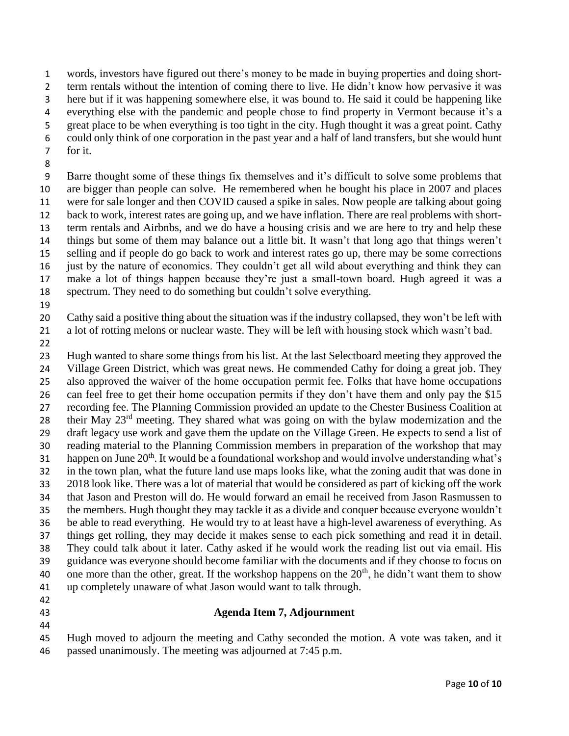words, investors have figured out there's money to be made in buying properties and doing short-term rentals without the intention of coming there to live. He didn't know how pervasive it was here but if it was happening somewhere else, it was bound to. He said it could be happening like everything else with the pandemic and people chose to find property in Vermont because it's a great place to be when everything is too tight in the city. Hugh thought it was a great point. Cathy could only think of one corporation in the past year and a half of land transfers, but she would hunt for it.

Barre thought some of these things fix themselves and it's difficult to solve some problems that are bigger than people can solve. He remembered when he bought his place in 2007 and places were for sale longer and then COVID caused a spike in sales. Now people are talking about going back to work, interest rates are going up, and we have inflation. There are real problems with short-term rentals and Airbnbs, and we do have a housing crisis and we are here to try and help these things but some of them may balance out a little bit. It wasn't that long ago that things weren't selling and if people do go back to work and interest rates go up, there may be some corrections just by the nature of economics. They couldn't get all wild about everything and think they can make a lot of things happen because they're just a small-town board. Hugh agreed it was a spectrum. They need to do something but couldn't solve everything.

Cathy said a positive thing about the situation was if the industry collapsed, they won't be left with a lot of rotting melons or nuclear waste. They will be left with housing stock which wasn't bad.

Hugh wanted to share some things from his list. At the last Selectboard meeting they approved the Village Green District, which was great news. He commended Cathy for doing a great job. They also approved the waiver of the home occupation permit fee. Folks that have home occupations can feel free to get their home occupation permits if they don't have them and only pay the $15 recording fee. The Planning Commission provided an update to the Chester Business Coalition at their May 23rd meeting. They shared what was going on with the bylaw modernization and the draft legacy use work and gave them the update on the Village Green. He expects to send a list of reading material to the Planning Commission members in preparation of the workshop that may happen on June 20th. It would be a foundational workshop and would involve understanding what's in the town plan, what the future land use maps looks like, what the zoning audit that was done in 2018 look like. There was a lot of material that would be considered as part of kicking off the work that Jason and Preston will do. He would forward an email he received from Jason Rasmussen to the members. Hugh thought they may tackle it as a divide and conquer because everyone wouldn't be able to read everything. He would try to at least have a high-level awareness of everything. As things get rolling, they may decide it makes sense to each pick something and read it in detail. They could talk about it later. Cathy asked if he would work the reading list out via email. His guidance was everyone should become familiar with the documents and if they choose to focus on one more than the other, great. If the workshop happens on the 20th, he didn't want them to show up completely unaware of what Jason would want to talk through.

**Agenda Item 7, Adjournment**

Hugh moved to adjourn the meeting and Cathy seconded the motion. A vote was taken, and it passed unanimously. The meeting was adjourned at 7:45 p.m.